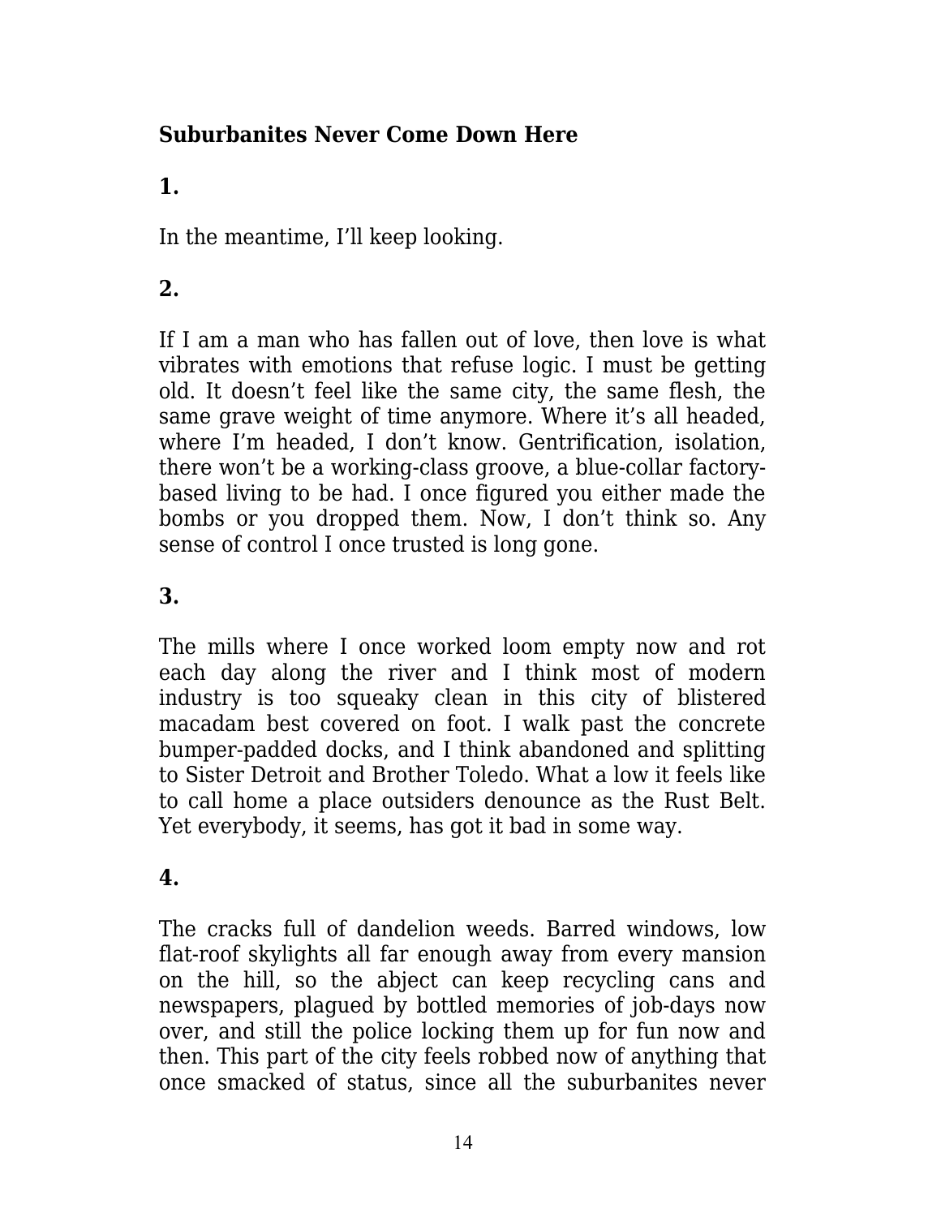## Suburbanites Never Come Down Here

**1.**

In the meantime, I'll keep looking.

**2.**

If I am a man who has fallen out of love, then love is what vibrates with emotions that refuse logic. I must be getting old. It doesn't feel like the same city, the same flesh, the same grave weight of time anymore. Where it's all headed, where I'm headed, I don't know. Gentrification, isolation, there won't be a working-class groove, a blue-collar factory-based living to be had. I once figured you either made the bombs or you dropped them. Now, I don't think so. Any sense of control I once trusted is long gone.

**3.**

The mills where I once worked loom empty now and rot each day along the river and I think most of modern industry is too squeaky clean in this city of blistered macadam best covered on foot. I walk past the concrete bumper-padded docks, and I think abandoned and splitting to Sister Detroit and Brother Toledo. What a low it feels like to call home a place outsiders denounce as the Rust Belt. Yet everybody, it seems, has got it bad in some way.

**4.**

The cracks full of dandelion weeds. Barred windows, low flat-roof skylights all far enough away from every mansion on the hill, so the abject can keep recycling cans and newspapers, plagued by bottled memories of job-days now over, and still the police locking them up for fun now and then. This part of the city feels robbed now of anything that once smacked of status, since all the suburbanites never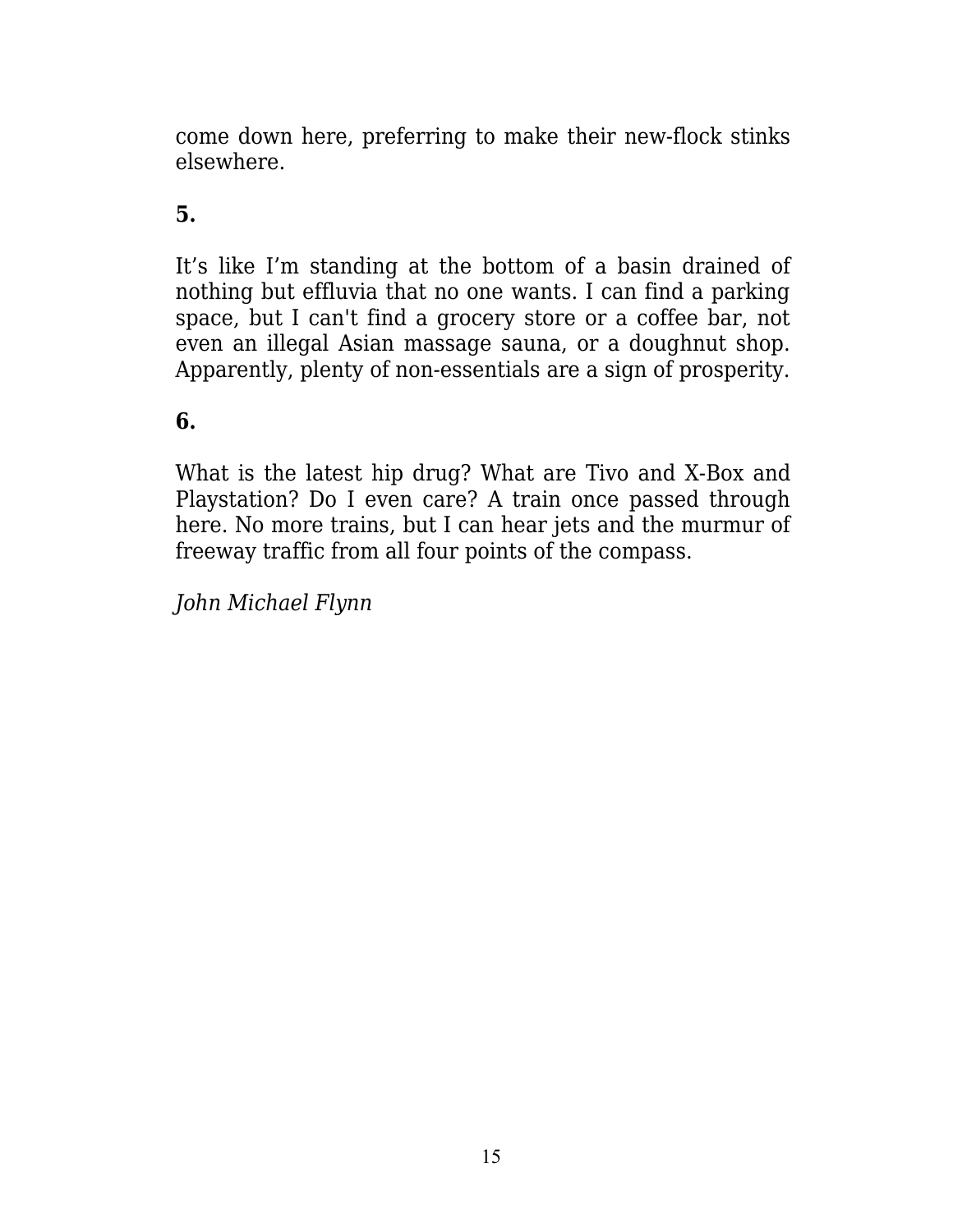come down here, preferring to make their new-flock stinks elsewhere.

**5.**

It’s like I’m standing at the bottom of a basin drained of nothing but effluvia that no one wants. I can find a parking space, but I can't find a grocery store or a coffee bar, not even an illegal Asian massage sauna, or a doughnut shop. Apparently, plenty of non-essentials are a sign of prosperity.

**6.**

What is the latest hip drug? What are Tivo and X-Box and Playstation? Do I even care? A train once passed through here. No more trains, but I can hear jets and the murmur of freeway traffic from all four points of the compass.

*John Michael Flynn*